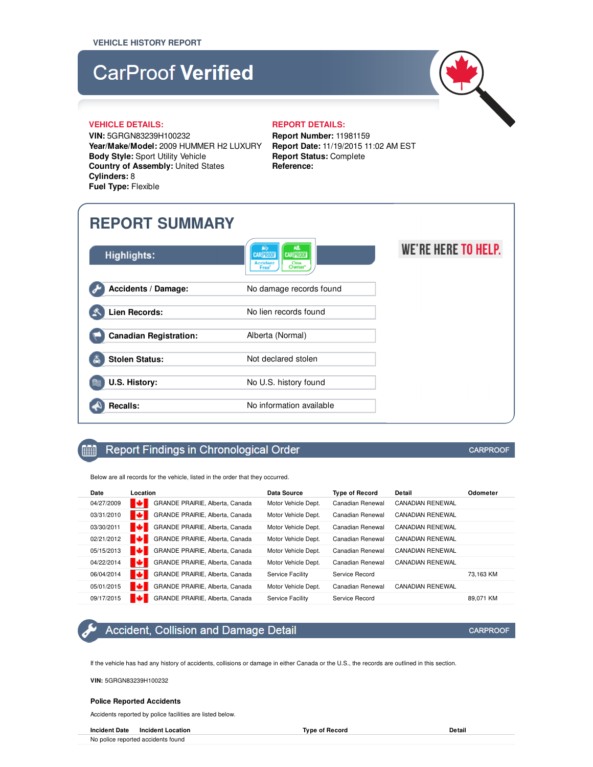VEHICLE HISTORY REPORT

# CarProof **Verified**

**VEHICLE DETAILS:**

**VIN:** 5GRGN83239H100232
**Year/Make/Model:** 2009 HUMMER H2 LUXURY
**Body Style:** Sport Utility Vehicle
**Country of Assembly:** United States
**Cylinders:** 8
**Fuel Type:** Flexible

**REPORT DETAILS:**

**Report Number:** 11981159
**Report Date:** 11/19/2015 11:02 AM EST
**Report Status:** Complete
**Reference:**

## REPORT SUMMARY

**Highlights:** CARPROOF Accident Free* | CARPROOF One Owner*

| | |
|---|---|
| **Accidents / Damage:** | No damage records found |
| **Lien Records:** | No lien records found |
| **Canadian Registration:** | Alberta (Normal) |
| **Stolen Status:** | Not declared stolen |
| **U.S. History:** | No U.S. history found |
| **Recalls:** | No information available |

WE'RE HERE TO HELP.

## Report Findings in Chronological Order

CARPROOF

Below are all records for the vehicle, listed in the order that they occurred.

| Date | Location | Data Source | Type of Record | Detail | Odometer |
|---|---|---|---|---|---|
| 04/27/2009 | GRANDE PRAIRIE, Alberta, Canada | Motor Vehicle Dept. | Canadian Renewal | CANADIAN RENEWAL | |
| 03/31/2010 | GRANDE PRAIRIE, Alberta, Canada | Motor Vehicle Dept. | Canadian Renewal | CANADIAN RENEWAL | |
| 03/30/2011 | GRANDE PRAIRIE, Alberta, Canada | Motor Vehicle Dept. | Canadian Renewal | CANADIAN RENEWAL | |
| 02/21/2012 | GRANDE PRAIRIE, Alberta, Canada | Motor Vehicle Dept. | Canadian Renewal | CANADIAN RENEWAL | |
| 05/15/2013 | GRANDE PRAIRIE, Alberta, Canada | Motor Vehicle Dept. | Canadian Renewal | CANADIAN RENEWAL | |
| 04/22/2014 | GRANDE PRAIRIE, Alberta, Canada | Motor Vehicle Dept. | Canadian Renewal | CANADIAN RENEWAL | |
| 06/04/2014 | GRANDE PRAIRIE, Alberta, Canada | Service Facility | Service Record | | 73,163 KM |
| 05/01/2015 | GRANDE PRAIRIE, Alberta, Canada | Motor Vehicle Dept. | Canadian Renewal | CANADIAN RENEWAL | |
| 09/17/2015 | GRANDE PRAIRIE, Alberta, Canada | Service Facility | Service Record | | 89,071 KM |

## Accident, Collision and Damage Detail

CARPROOF

If the vehicle has had any history of accidents, collisions or damage in either Canada or the U.S., the records are outlined in this section.

**VIN:** 5GRGN83239H100232

### Police Reported Accidents

Accidents reported by police facilities are listed below.

| Incident Date | Incident Location | Type of Record | Detail |
|---|---|---|---|
| No police reported accidents found | | | |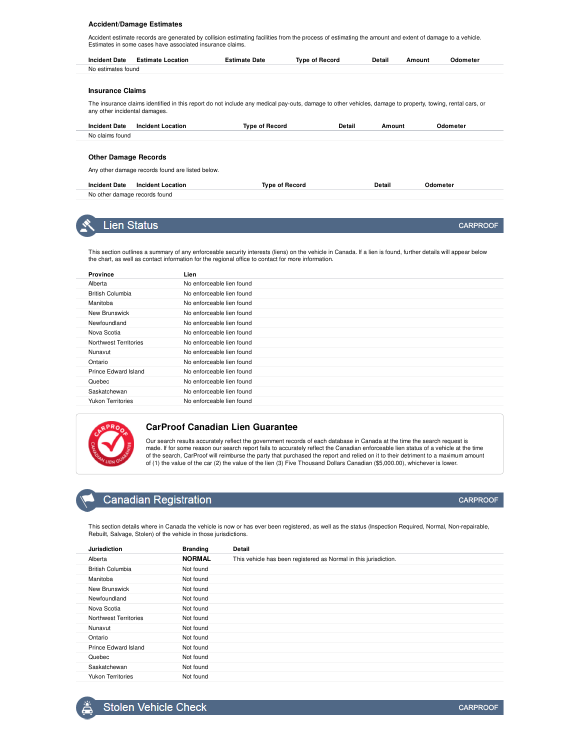### Accident/Damage Estimates

Accident estimate records are generated by collision estimating facilities from the process of estimating the amount and extent of damage to a vehicle. Estimates in some cases have associated insurance claims.

| Incident Date | Estimate Location | Estimate Date | Type of Record | Detail | Amount | Odometer |
|---|---|---|---|---|---|---|
| No estimates found | | | | | | |

### Insurance Claims

The insurance claims identified in this report do not include any medical pay-outs, damage to other vehicles, damage to property, towing, rental cars, or any other incidental damages.

| Incident Date | Incident Location | Type of Record | Detail | Amount | Odometer |
|---|---|---|---|---|---|
| No claims found | | | | | |

### Other Damage Records

Any other damage records found are listed below.

| Incident Date | Incident Location | Type of Record | Detail | Odometer |
|---|---|---|---|---|
| No other damage records found | | | | |

## Lien Status

CARPROOF

This section outlines a summary of any enforceable security interests (liens) on the vehicle in Canada. If a lien is found, further details will appear below the chart, as well as contact information for the regional office to contact for more information.

| Province | Lien |
|---|---|
| Alberta | No enforceable lien found |
| British Columbia | No enforceable lien found |
| Manitoba | No enforceable lien found |
| New Brunswick | No enforceable lien found |
| Newfoundland | No enforceable lien found |
| Nova Scotia | No enforceable lien found |
| Northwest Territories | No enforceable lien found |
| Nunavut | No enforceable lien found |
| Ontario | No enforceable lien found |
| Prince Edward Island | No enforceable lien found |
| Quebec | No enforceable lien found |
| Saskatchewan | No enforceable lien found |
| Yukon Territories | No enforceable lien found |

### CarProof Canadian Lien Guarantee

Our search results accurately reflect the government records of each database in Canada at the time the search request is made. If for some reason our search report fails to accurately reflect the Canadian enforceable lien status of a vehicle at the time of the search, CarProof will reimburse the party that purchased the report and relied on it to their detriment to a maximum amount of (1) the value of the car (2) the value of the lien (3) Five Thousand Dollars Canadian ($5,000.00), whichever is lower.

## Canadian Registration

CARPROOF

This section details where in Canada the vehicle is now or has ever been registered, as well as the status (Inspection Required, Normal, Non-repairable, Rebuilt, Salvage, Stolen) of the vehicle in those jurisdictions.

| Jurisdiction | Branding | Detail |
|---|---|---|
| Alberta | **NORMAL** | This vehicle has been registered as Normal in this jurisdiction. |
| British Columbia | Not found | |
| Manitoba | Not found | |
| New Brunswick | Not found | |
| Newfoundland | Not found | |
| Nova Scotia | Not found | |
| Northwest Territories | Not found | |
| Nunavut | Not found | |
| Ontario | Not found | |
| Prince Edward Island | Not found | |
| Quebec | Not found | |
| Saskatchewan | Not found | |
| Yukon Territories | Not found | |

## Stolen Vehicle Check

CARPROOF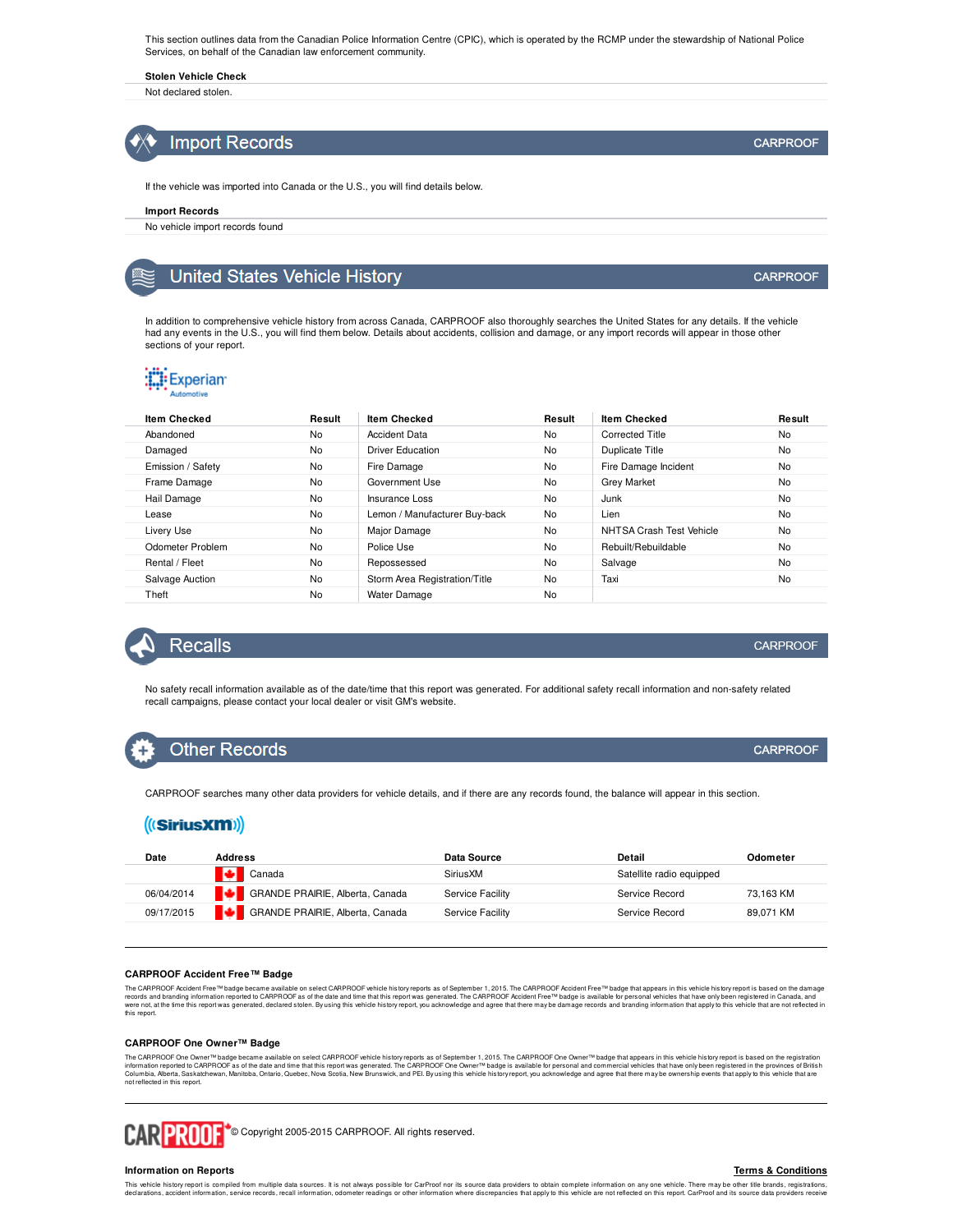This section outlines data from the Canadian Police Information Centre (CPIC), which is operated by the RCMP under the stewardship of National Police Services, on behalf of the Canadian law enforcement community.

**Stolen Vehicle Check**

Not declared stolen.

## Import Records

CARPROOF

If the vehicle was imported into Canada or the U.S., you will find details below.

**Import Records**

No vehicle import records found

## United States Vehicle History

CARPROOF

In addition to comprehensive vehicle history from across Canada, CARPROOF also thoroughly searches the United States for any details. If the vehicle had any events in the U.S., you will find them below. Details about accidents, collision and damage, or any import records will appear in those other sections of your report.

Experian Automotive

| Item Checked | Result | Item Checked | Result | Item Checked | Result |
|---|---|---|---|---|---|
| Abandoned | No | Accident Data | No | Corrected Title | No |
| Damaged | No | Driver Education | No | Duplicate Title | No |
| Emission / Safety | No | Fire Damage | No | Fire Damage Incident | No |
| Frame Damage | No | Government Use | No | Grey Market | No |
| Hail Damage | No | Insurance Loss | No | Junk | No |
| Lease | No | Lemon / Manufacturer Buy-back | No | Lien | No |
| Livery Use | No | Major Damage | No | NHTSA Crash Test Vehicle | No |
| Odometer Problem | No | Police Use | No | Rebuilt/Rebuildable | No |
| Rental / Fleet | No | Repossessed | No | Salvage | No |
| Salvage Auction | No | Storm Area Registration/Title | No | Taxi | No |
| Theft | No | Water Damage | No | | |

## Recalls

CARPROOF

No safety recall information available as of the date/time that this report was generated. For additional safety recall information and non-safety related recall campaigns, please contact your local dealer or visit GM's website.

## Other Records

CARPROOF

CARPROOF searches many other data providers for vehicle details, and if there are any records found, the balance will appear in this section.

SiriusXM

| Date | Address | Data Source | Detail | Odometer |
|---|---|---|---|---|
| | Canada | SiriusXM | Satellite radio equipped | |
| 06/04/2014 | GRANDE PRAIRIE, Alberta, Canada | Service Facility | Service Record | 73,163 KM |
| 09/17/2015 | GRANDE PRAIRIE, Alberta, Canada | Service Facility | Service Record | 89,071 KM |

**CARPROOF Accident Free™ Badge**

The CARPROOF Accident Free™ badge became available on select CARPROOF vehicle history reports as of September 1, 2015. The CARPROOF Accident Free™ badge that appears in this vehicle history report is based on the damage records and branding information reported to CARPROOF as of the date and time that this report was generated. The CARPROOF Accident Free™ badge is available for personal vehicles that have only been registered in Canada, and were not, at the time this report was generated, declared stolen. By using this vehicle history report, you acknowledge and agree that there may be damage records and branding information that apply to this vehicle that are not reflected in this report.

**CARPROOF One Owner™ Badge**

The CARPROOF One Owner™ badge became available on select CARPROOF vehicle history reports as of September 1, 2015. The CARPROOF One Owner™ badge that appears in this vehicle history report is based on the registration information reported to CARPROOF as of the date and time that this report was generated. The CARPROOF One Owner™ badge is available for personal and commercial vehicles that have only been registered in the provinces of British Columbia, Alberta, Saskatchewan, Manitoba, Ontario, Quebec, Nova Scotia, New Brunswick, and PEI. By using this vehicle history report, you acknowledge and agree that there may be ownership events that apply to this vehicle that are not reflected in this report.

CARPROOF © Copyright 2005-2015 CARPROOF. All rights reserved.

**Information on Reports** **Terms & Conditions**

This vehicle history report is compiled from multiple data sources. It is not always possible for CarProof nor its source data providers to obtain complete information on any one vehicle. There may be other title brands, registrations, declarations, accident information, service records, recall information, odometer readings or other information where discrepancies that apply to this vehicle are not reflected on this report. CarProof and its source data providers receive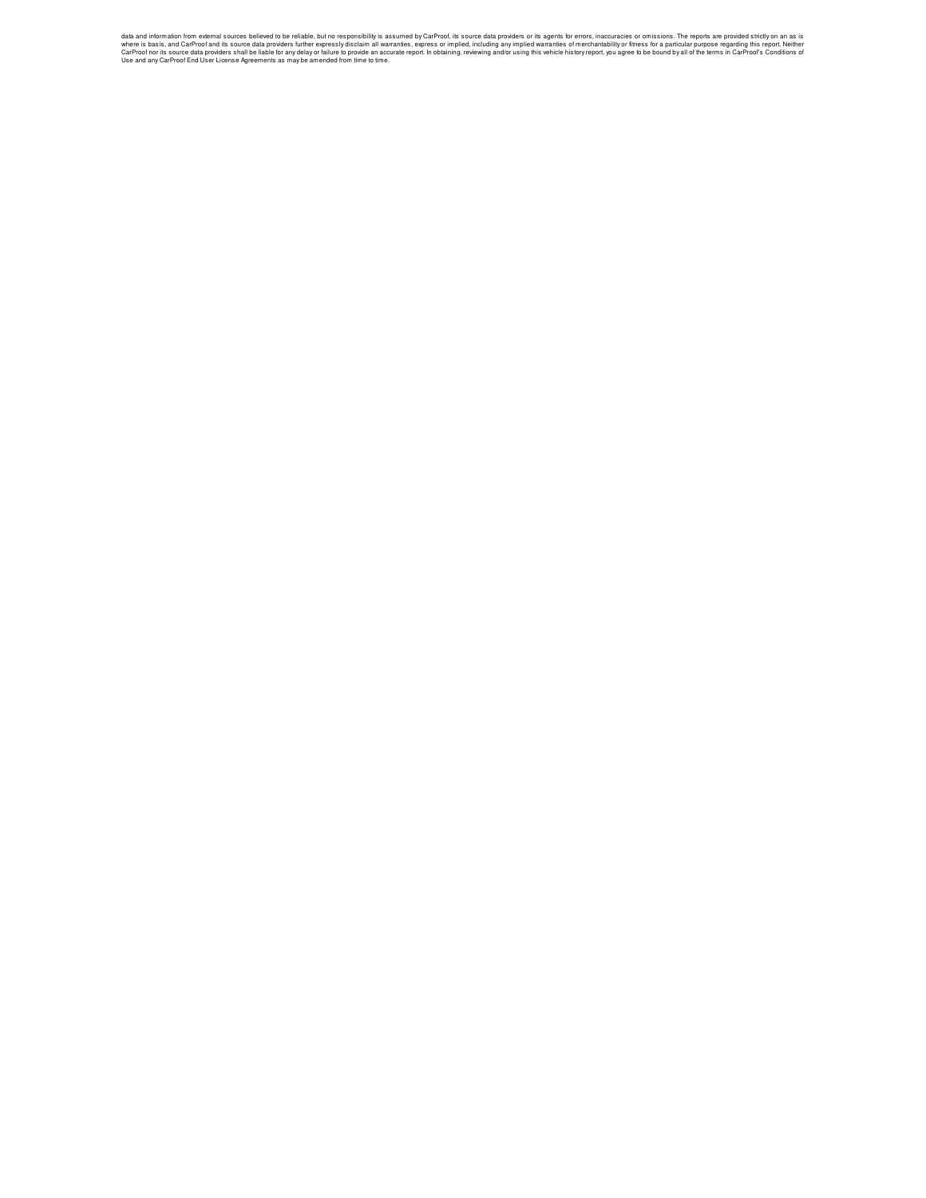data and information from external sources believed to be reliable, but no responsibility is assumed by CarProof, its source data providers or its agents for errors, inaccuracies or omissions. The reports are provided strictly on an as is where is basis, and CarProof and its source data providers further expressly disclaim all warranties, express or implied, including any implied warranties of merchantability or fitness for a particular purpose regarding this report. Neither CarProof nor its source data providers shall be liable for any delay or failure to provide an accurate report. In obtaining, reviewing and/or using this vehicle history report, you agree to be bound by all of the terms in CarProof's Conditions of Use and any CarProof End User License Agreements as may be amended from time to time.